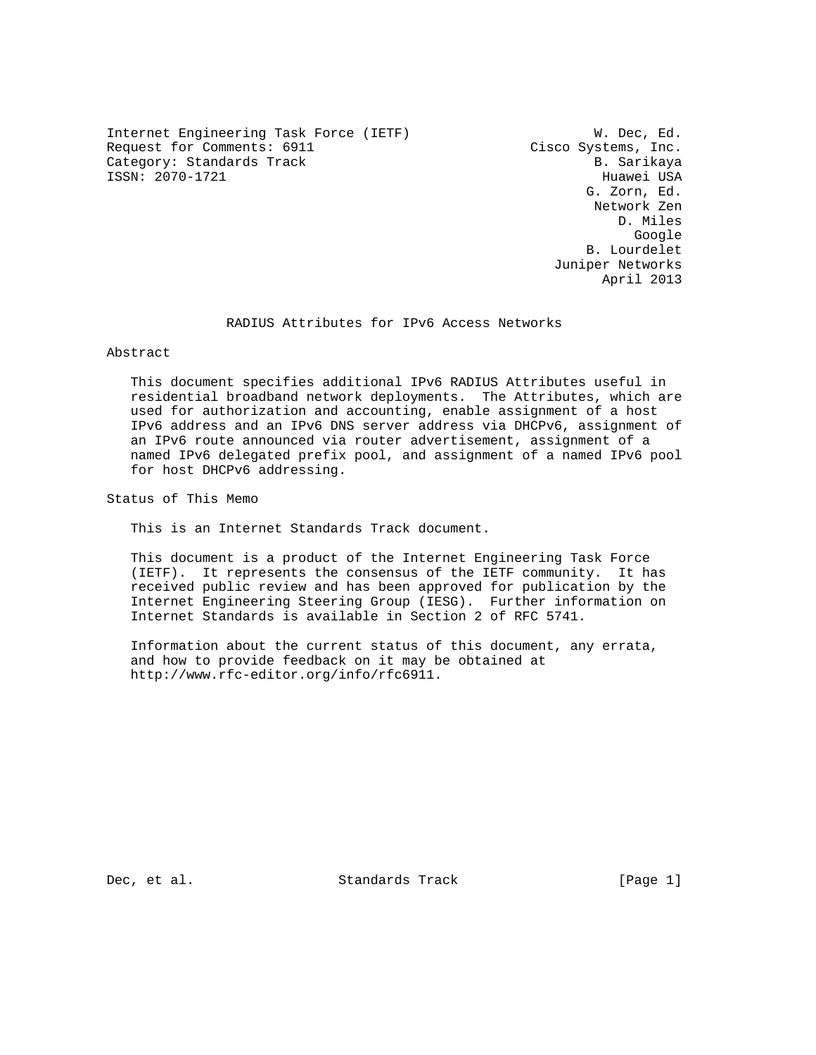Internet Engineering Task Force (IETF) W. Dec, Ed.
Request for Comments: 6911 Cisco Systems, Inc.
Category: Standards Track B. Sarikaya
ISSN: 2070-1721 Huawei USA
G. Zorn, Ed.
Network Zen
D. Miles
Google
B. Lourdelet
Juniper Networks
April 2013

# RADIUS Attributes for IPv6 Access Networks

## Abstract

This document specifies additional IPv6 RADIUS Attributes useful in residential broadband network deployments. The Attributes, which are used for authorization and accounting, enable assignment of a host IPv6 address and an IPv6 DNS server address via DHCPv6, assignment of an IPv6 route announced via router advertisement, assignment of a named IPv6 delegated prefix pool, and assignment of a named IPv6 pool for host DHCPv6 addressing.

## Status of This Memo

This is an Internet Standards Track document.

This document is a product of the Internet Engineering Task Force (IETF). It represents the consensus of the IETF community. It has received public review and has been approved for publication by the Internet Engineering Steering Group (IESG). Further information on Internet Standards is available in Section 2 of RFC 5741.

Information about the current status of this document, any errata, and how to provide feedback on it may be obtained at http://www.rfc-editor.org/info/rfc6911.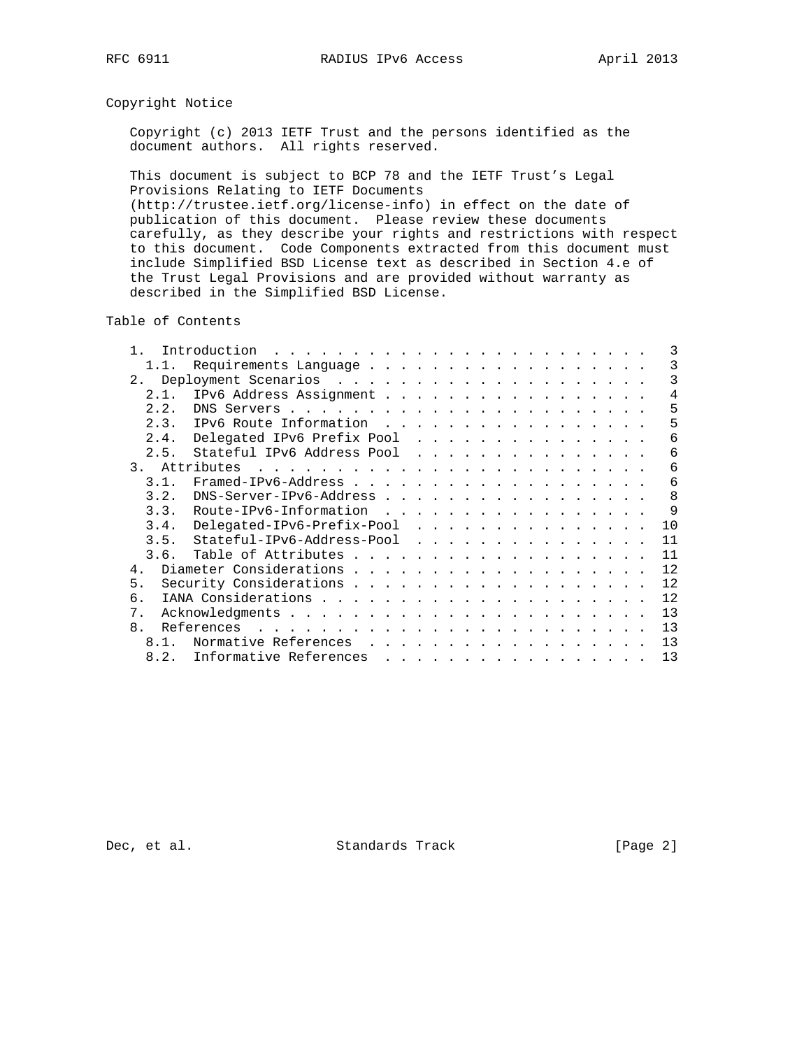## Copyright Notice

Copyright (c) 2013 IETF Trust and the persons identified as the document authors. All rights reserved.

This document is subject to BCP 78 and the IETF Trust's Legal Provisions Relating to IETF Documents (http://trustee.ietf.org/license-info) in effect on the date of publication of this document. Please review these documents carefully, as they describe your rights and restrictions with respect to this document. Code Components extracted from this document must include Simplified BSD License text as described in Section 4.e of the Trust Legal Provisions and are provided without warranty as described in the Simplified BSD License.

## Table of Contents

```
   1.  Introduction . . . . . . . . . . . . . . . . . . . . . . . .   3
     1.1.  Requirements Language . . . . . . . . . . . . . . . . . .   3
   2.  Deployment Scenarios  . . . . . . . . . . . . . . . . . . . .   3
     2.1.  IPv6 Address Assignment . . . . . . . . . . . . . . . . .   4
     2.2.  DNS Servers . . . . . . . . . . . . . . . . . . . . . . .   5
     2.3.  IPv6 Route Information  . . . . . . . . . . . . . . . . .   5
     2.4.  Delegated IPv6 Prefix Pool  . . . . . . . . . . . . . . .   6
     2.5.  Stateful IPv6 Address Pool  . . . . . . . . . . . . . . .   6
   3.  Attributes  . . . . . . . . . . . . . . . . . . . . . . . . .   6
     3.1.  Framed-IPv6-Address . . . . . . . . . . . . . . . . . . .   6
     3.2.  DNS-Server-IPv6-Address . . . . . . . . . . . . . . . . .   8
     3.3.  Route-IPv6-Information  . . . . . . . . . . . . . . . . .   9
     3.4.  Delegated-IPv6-Prefix-Pool  . . . . . . . . . . . . . . .  10
     3.5.  Stateful-IPv6-Address-Pool  . . . . . . . . . . . . . . .  11
     3.6.  Table of Attributes . . . . . . . . . . . . . . . . . . .  11
   4.  Diameter Considerations . . . . . . . . . . . . . . . . . . .  12
   5.  Security Considerations . . . . . . . . . . . . . . . . . . .  12
   6.  IANA Considerations . . . . . . . . . . . . . . . . . . . . .  12
   7.  Acknowledgments . . . . . . . . . . . . . . . . . . . . . . .  13
   8.  References  . . . . . . . . . . . . . . . . . . . . . . . . .  13
     8.1.  Normative References  . . . . . . . . . . . . . . . . . .  13
     8.2.  Informative References  . . . . . . . . . . . . . . . . .  13
```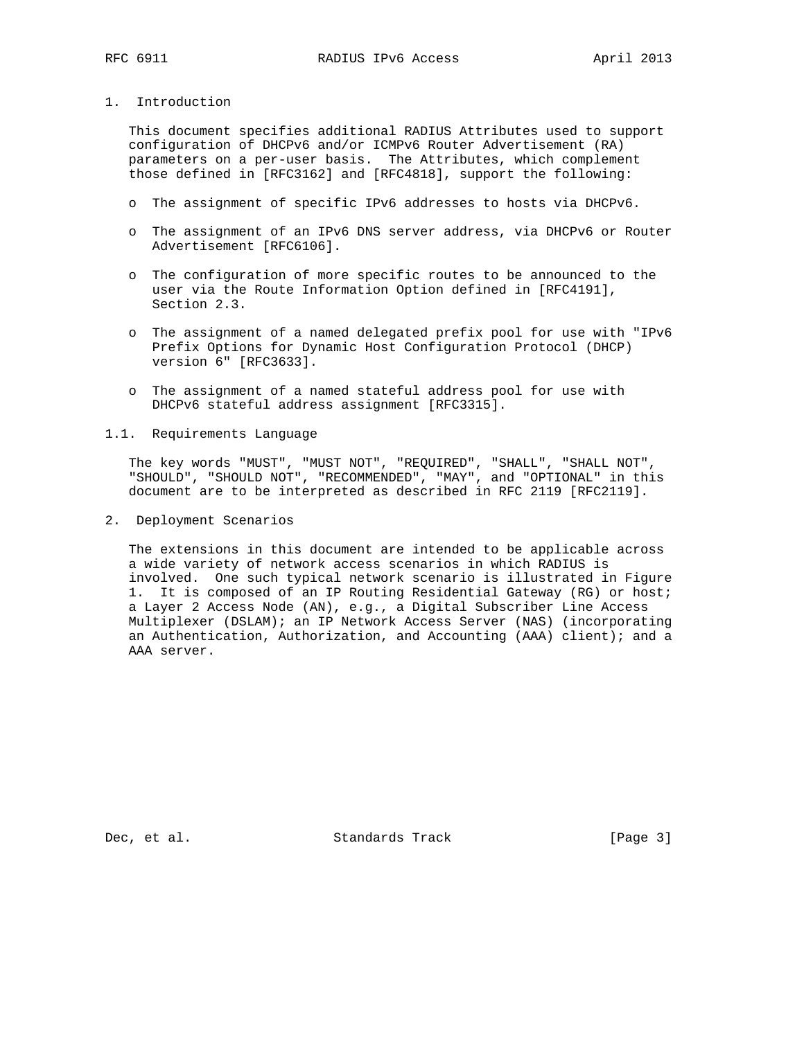# 1. Introduction

This document specifies additional RADIUS Attributes used to support configuration of DHCPv6 and/or ICMPv6 Router Advertisement (RA) parameters on a per-user basis. The Attributes, which complement those defined in [RFC3162] and [RFC4818], support the following:

- The assignment of specific IPv6 addresses to hosts via DHCPv6.
- The assignment of an IPv6 DNS server address, via DHCPv6 or Router Advertisement [RFC6106].
- The configuration of more specific routes to be announced to the user via the Route Information Option defined in [RFC4191], Section 2.3.
- The assignment of a named delegated prefix pool for use with "IPv6 Prefix Options for Dynamic Host Configuration Protocol (DHCP) version 6" [RFC3633].
- The assignment of a named stateful address pool for use with DHCPv6 stateful address assignment [RFC3315].

## 1.1. Requirements Language

The key words "MUST", "MUST NOT", "REQUIRED", "SHALL", "SHALL NOT", "SHOULD", "SHOULD NOT", "RECOMMENDED", "MAY", and "OPTIONAL" in this document are to be interpreted as described in RFC 2119 [RFC2119].

# 2. Deployment Scenarios

The extensions in this document are intended to be applicable across a wide variety of network access scenarios in which RADIUS is involved. One such typical network scenario is illustrated in Figure 1. It is composed of an IP Routing Residential Gateway (RG) or host; a Layer 2 Access Node (AN), e.g., a Digital Subscriber Line Access Multiplexer (DSLAM); an IP Network Access Server (NAS) (incorporating an Authentication, Authorization, and Accounting (AAA) client); and a AAA server.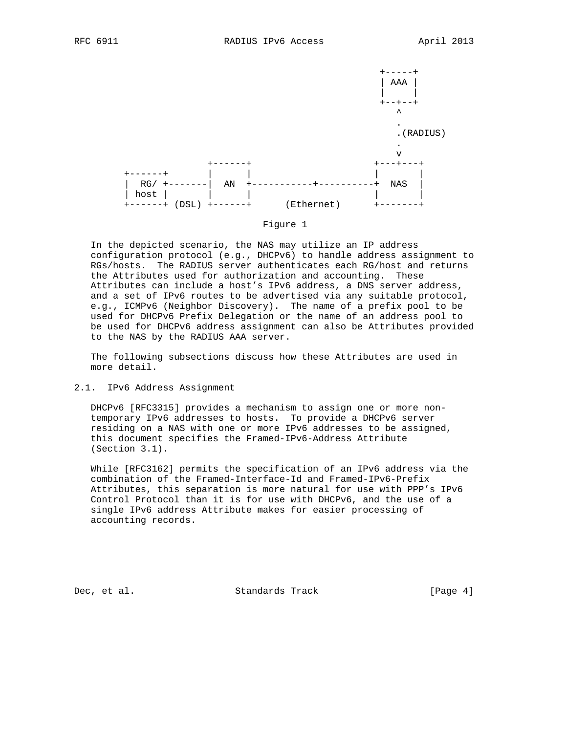```
                                                     +-----+
                                                     | AAA |
                                                     |     |
                                                     +--+--+
                                                        ^
                                                        .
                                                        .(RADIUS)
                                                        .
                                                        v
                     +------+                       +---+---+
         +------+    |      |                       |       |
         |  RG/ +-------|  AN  +-----------+----------+  NAS  |
         | host |    |      |                       |       |
         +------+ (DSL) +------+     (Ethernet)      +-------+
```

Figure 1

In the depicted scenario, the NAS may utilize an IP address configuration protocol (e.g., DHCPv6) to handle address assignment to RGs/hosts. The RADIUS server authenticates each RG/host and returns the Attributes used for authorization and accounting. These Attributes can include a host's IPv6 address, a DNS server address, and a set of IPv6 routes to be advertised via any suitable protocol, e.g., ICMPv6 (Neighbor Discovery). The name of a prefix pool to be used for DHCPv6 Prefix Delegation or the name of an address pool to be used for DHCPv6 address assignment can also be Attributes provided to the NAS by the RADIUS AAA server.

The following subsections discuss how these Attributes are used in more detail.

## 2.1. IPv6 Address Assignment

DHCPv6 [RFC3315] provides a mechanism to assign one or more non-temporary IPv6 addresses to hosts. To provide a DHCPv6 server residing on a NAS with one or more IPv6 addresses to be assigned, this document specifies the Framed-IPv6-Address Attribute (Section 3.1).

While [RFC3162] permits the specification of an IPv6 address via the combination of the Framed-Interface-Id and Framed-IPv6-Prefix Attributes, this separation is more natural for use with PPP's IPv6 Control Protocol than it is for use with DHCPv6, and the use of a single IPv6 address Attribute makes for easier processing of accounting records.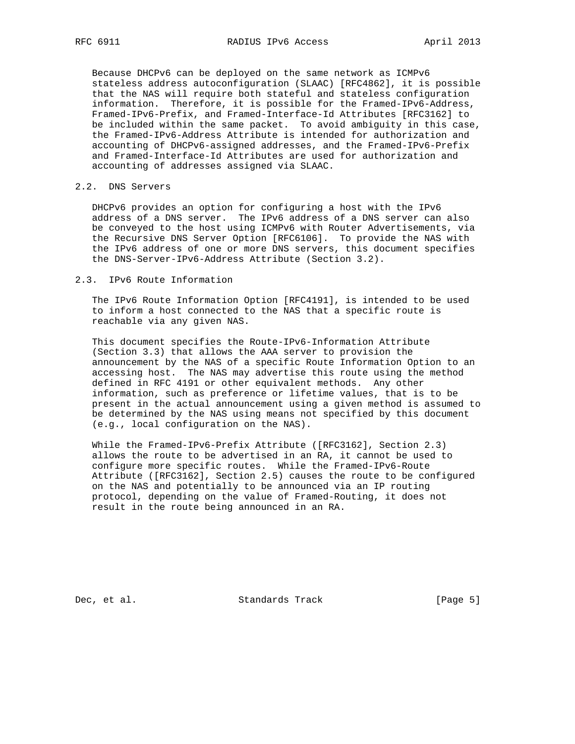Because DHCPv6 can be deployed on the same network as ICMPv6 stateless address autoconfiguration (SLAAC) [RFC4862], it is possible that the NAS will require both stateful and stateless configuration information. Therefore, it is possible for the Framed-IPv6-Address, Framed-IPv6-Prefix, and Framed-Interface-Id Attributes [RFC3162] to be included within the same packet. To avoid ambiguity in this case, the Framed-IPv6-Address Attribute is intended for authorization and accounting of DHCPv6-assigned addresses, and the Framed-IPv6-Prefix and Framed-Interface-Id Attributes are used for authorization and accounting of addresses assigned via SLAAC.

## 2.2. DNS Servers

DHCPv6 provides an option for configuring a host with the IPv6 address of a DNS server. The IPv6 address of a DNS server can also be conveyed to the host using ICMPv6 with Router Advertisements, via the Recursive DNS Server Option [RFC6106]. To provide the NAS with the IPv6 address of one or more DNS servers, this document specifies the DNS-Server-IPv6-Address Attribute (Section 3.2).

## 2.3. IPv6 Route Information

The IPv6 Route Information Option [RFC4191], is intended to be used to inform a host connected to the NAS that a specific route is reachable via any given NAS.

This document specifies the Route-IPv6-Information Attribute (Section 3.3) that allows the AAA server to provision the announcement by the NAS of a specific Route Information Option to an accessing host. The NAS may advertise this route using the method defined in RFC 4191 or other equivalent methods. Any other information, such as preference or lifetime values, that is to be present in the actual announcement using a given method is assumed to be determined by the NAS using means not specified by this document (e.g., local configuration on the NAS).

While the Framed-IPv6-Prefix Attribute ([RFC3162], Section 2.3) allows the route to be advertised in an RA, it cannot be used to configure more specific routes. While the Framed-IPv6-Route Attribute ([RFC3162], Section 2.5) causes the route to be configured on the NAS and potentially to be announced via an IP routing protocol, depending on the value of Framed-Routing, it does not result in the route being announced in an RA.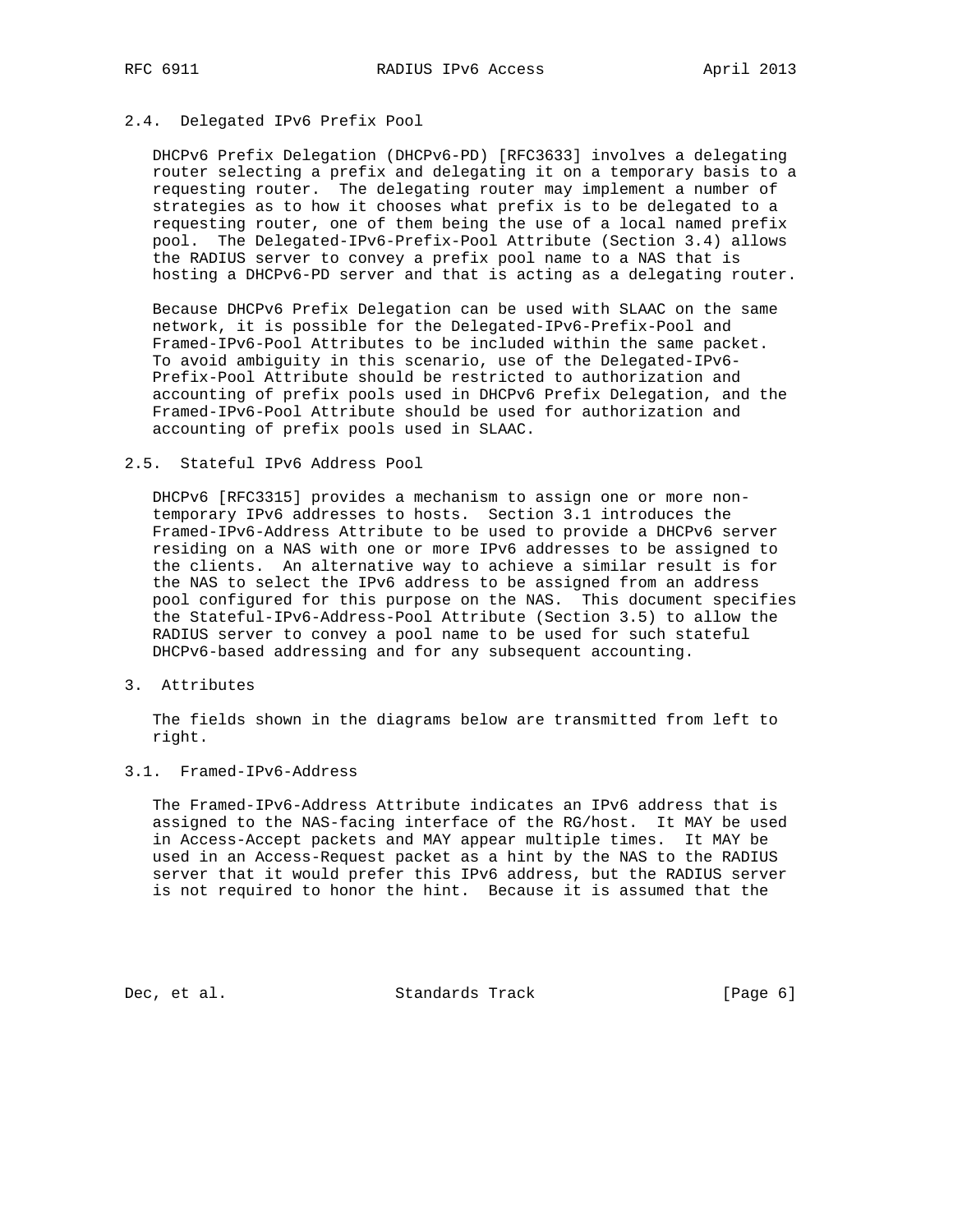### 2.4. Delegated IPv6 Prefix Pool

DHCPv6 Prefix Delegation (DHCPv6-PD) [RFC3633] involves a delegating router selecting a prefix and delegating it on a temporary basis to a requesting router. The delegating router may implement a number of strategies as to how it chooses what prefix is to be delegated to a requesting router, one of them being the use of a local named prefix pool. The Delegated-IPv6-Prefix-Pool Attribute (Section 3.4) allows the RADIUS server to convey a prefix pool name to a NAS that is hosting a DHCPv6-PD server and that is acting as a delegating router.

Because DHCPv6 Prefix Delegation can be used with SLAAC on the same network, it is possible for the Delegated-IPv6-Prefix-Pool and Framed-IPv6-Pool Attributes to be included within the same packet. To avoid ambiguity in this scenario, use of the Delegated-IPv6-Prefix-Pool Attribute should be restricted to authorization and accounting of prefix pools used in DHCPv6 Prefix Delegation, and the Framed-IPv6-Pool Attribute should be used for authorization and accounting of prefix pools used in SLAAC.

### 2.5. Stateful IPv6 Address Pool

DHCPv6 [RFC3315] provides a mechanism to assign one or more non-temporary IPv6 addresses to hosts. Section 3.1 introduces the Framed-IPv6-Address Attribute to be used to provide a DHCPv6 server residing on a NAS with one or more IPv6 addresses to be assigned to the clients. An alternative way to achieve a similar result is for the NAS to select the IPv6 address to be assigned from an address pool configured for this purpose on the NAS. This document specifies the Stateful-IPv6-Address-Pool Attribute (Section 3.5) to allow the RADIUS server to convey a pool name to be used for such stateful DHCPv6-based addressing and for any subsequent accounting.

## 3. Attributes

The fields shown in the diagrams below are transmitted from left to right.

### 3.1. Framed-IPv6-Address

The Framed-IPv6-Address Attribute indicates an IPv6 address that is assigned to the NAS-facing interface of the RG/host. It MAY be used in Access-Accept packets and MAY appear multiple times. It MAY be used in an Access-Request packet as a hint by the NAS to the RADIUS server that it would prefer this IPv6 address, but the RADIUS server is not required to honor the hint. Because it is assumed that the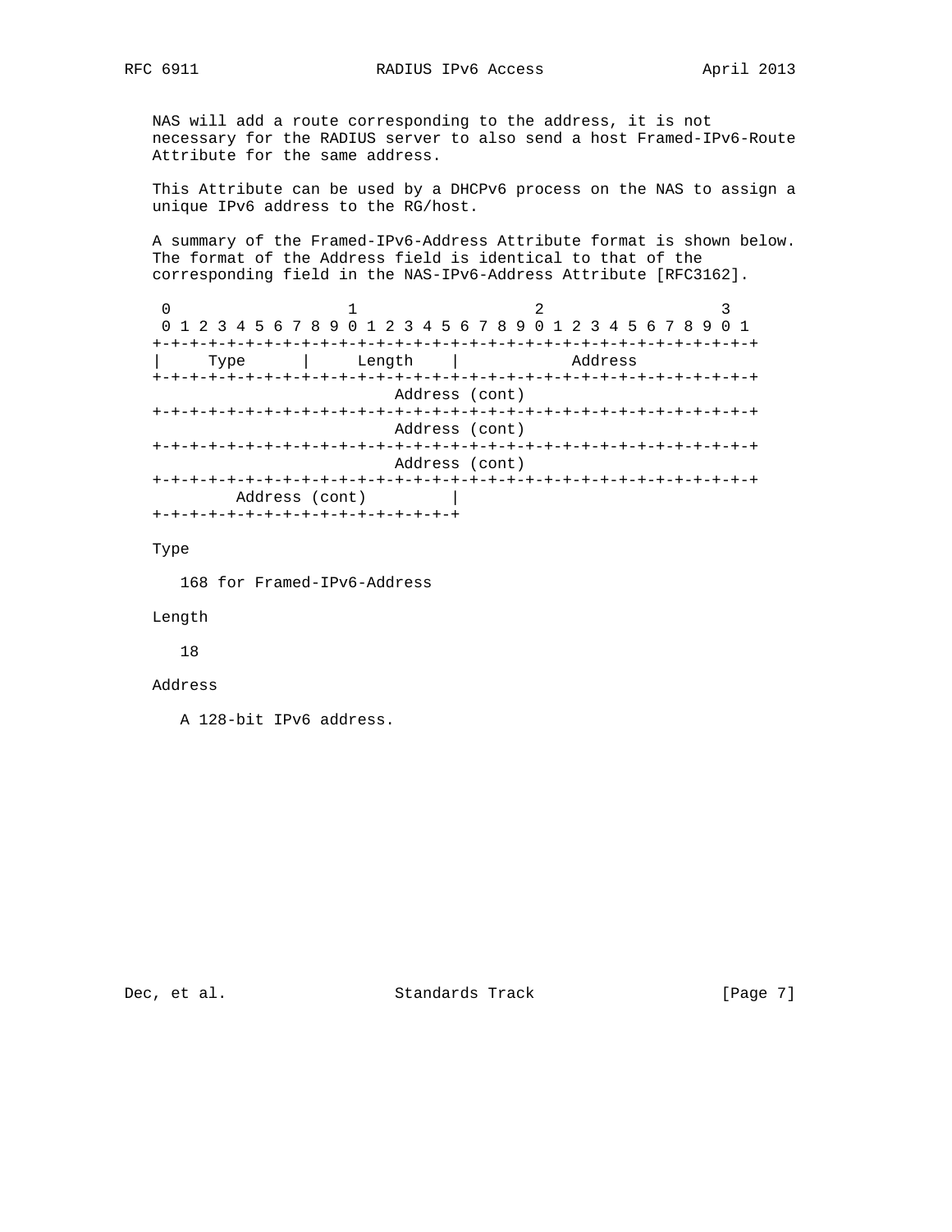NAS will add a route corresponding to the address, it is not necessary for the RADIUS server to also send a host Framed-IPv6-Route Attribute for the same address.

This Attribute can be used by a DHCPv6 process on the NAS to assign a unique IPv6 address to the RG/host.

A summary of the Framed-IPv6-Address Attribute format is shown below. The format of the Address field is identical to that of the corresponding field in the NAS-IPv6-Address Attribute [RFC3162].

```
 0                   1                   2                   3
 0 1 2 3 4 5 6 7 8 9 0 1 2 3 4 5 6 7 8 9 0 1 2 3 4 5 6 7 8 9 0 1
+-+-+-+-+-+-+-+-+-+-+-+-+-+-+-+-+-+-+-+-+-+-+-+-+-+-+-+-+-+-+-+-+
|     Type      |    Length     |            Address
+-+-+-+-+-+-+-+-+-+-+-+-+-+-+-+-+-+-+-+-+-+-+-+-+-+-+-+-+-+-+-+-+
                         Address (cont)
+-+-+-+-+-+-+-+-+-+-+-+-+-+-+-+-+-+-+-+-+-+-+-+-+-+-+-+-+-+-+-+-+
                         Address (cont)
+-+-+-+-+-+-+-+-+-+-+-+-+-+-+-+-+-+-+-+-+-+-+-+-+-+-+-+-+-+-+-+-+
                         Address (cont)
+-+-+-+-+-+-+-+-+-+-+-+-+-+-+-+-+-+-+-+-+-+-+-+-+-+-+-+-+-+-+-+-+
        Address (cont)         |
+-+-+-+-+-+-+-+-+-+-+-+-+-+-+-+-+
```

Type

168 for Framed-IPv6-Address

Length

18

Address

A 128-bit IPv6 address.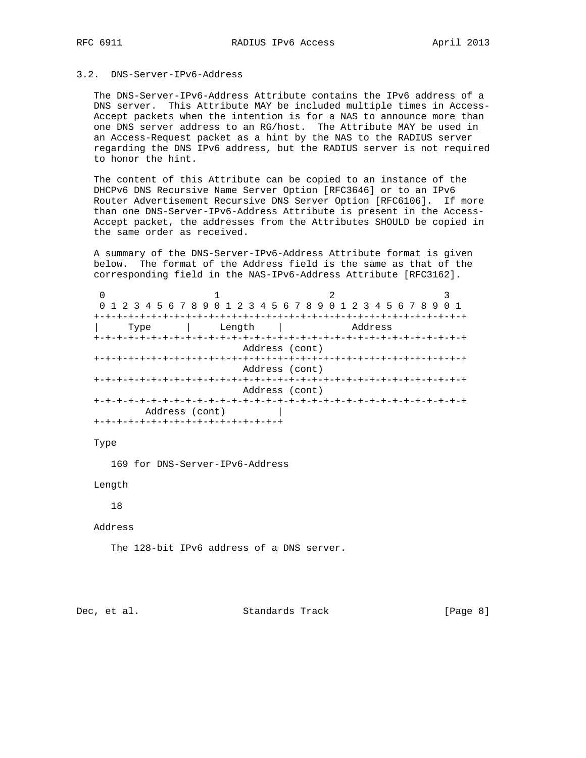### 3.2. DNS-Server-IPv6-Address

The DNS-Server-IPv6-Address Attribute contains the IPv6 address of a DNS server. This Attribute MAY be included multiple times in Access-Accept packets when the intention is for a NAS to announce more than one DNS server address to an RG/host. The Attribute MAY be used in an Access-Request packet as a hint by the NAS to the RADIUS server regarding the DNS IPv6 address, but the RADIUS server is not required to honor the hint.

The content of this Attribute can be copied to an instance of the DHCPv6 DNS Recursive Name Server Option [RFC3646] or to an IPv6 Router Advertisement Recursive DNS Server Option [RFC6106]. If more than one DNS-Server-IPv6-Address Attribute is present in the Access-Accept packet, the addresses from the Attributes SHOULD be copied in the same order as received.

A summary of the DNS-Server-IPv6-Address Attribute format is given below. The format of the Address field is the same as that of the corresponding field in the NAS-IPv6-Address Attribute [RFC3162].

```
 0                   1                   2                   3
 0 1 2 3 4 5 6 7 8 9 0 1 2 3 4 5 6 7 8 9 0 1 2 3 4 5 6 7 8 9 0 1
+-+-+-+-+-+-+-+-+-+-+-+-+-+-+-+-+-+-+-+-+-+-+-+-+-+-+-+-+-+-+-+-+
|     Type      |    Length     |             Address
+-+-+-+-+-+-+-+-+-+-+-+-+-+-+-+-+-+-+-+-+-+-+-+-+-+-+-+-+-+-+-+-+
                          Address (cont)
+-+-+-+-+-+-+-+-+-+-+-+-+-+-+-+-+-+-+-+-+-+-+-+-+-+-+-+-+-+-+-+-+
                          Address (cont)
+-+-+-+-+-+-+-+-+-+-+-+-+-+-+-+-+-+-+-+-+-+-+-+-+-+-+-+-+-+-+-+-+
                          Address (cont)
+-+-+-+-+-+-+-+-+-+-+-+-+-+-+-+-+-+-+-+-+-+-+-+-+-+-+-+-+-+-+-+-+
         Address (cont)         |
+-+-+-+-+-+-+-+-+-+-+-+-+-+-+-+-+
```

Type

   169 for DNS-Server-IPv6-Address

Length

   18

Address

   The 128-bit IPv6 address of a DNS server.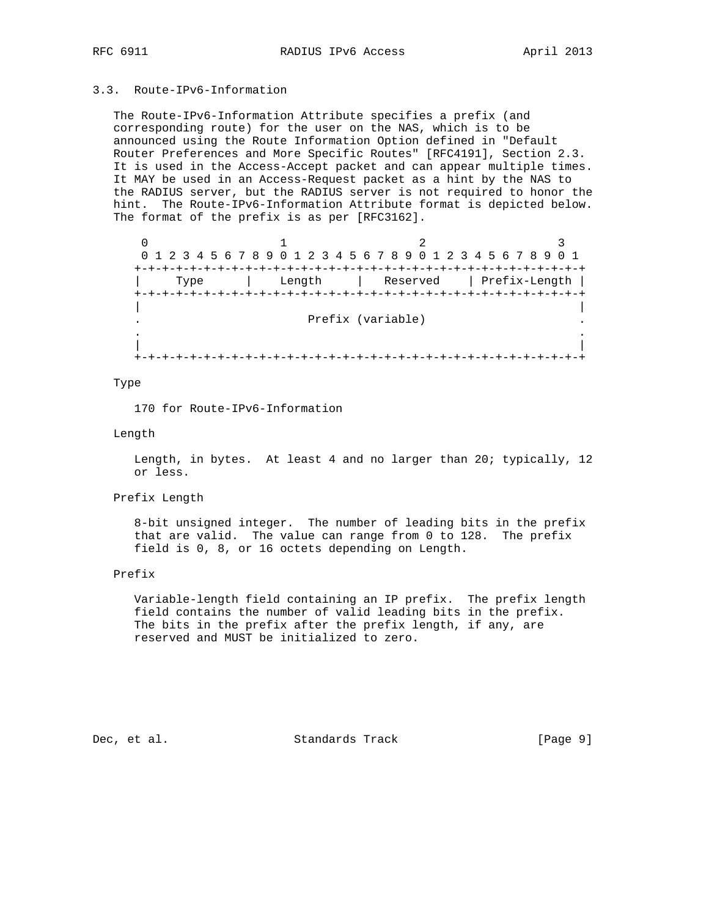### 3.3. Route-IPv6-Information

The Route-IPv6-Information Attribute specifies a prefix (and corresponding route) for the user on the NAS, which is to be announced using the Route Information Option defined in "Default Router Preferences and More Specific Routes" [RFC4191], Section 2.3. It is used in the Access-Accept packet and can appear multiple times. It MAY be used in an Access-Request packet as a hint by the NAS to the RADIUS server, but the RADIUS server is not required to honor the hint. The Route-IPv6-Information Attribute format is depicted below. The format of the prefix is as per [RFC3162].

```
 0                   1                   2                   3
 0 1 2 3 4 5 6 7 8 9 0 1 2 3 4 5 6 7 8 9 0 1 2 3 4 5 6 7 8 9 0 1
+-+-+-+-+-+-+-+-+-+-+-+-+-+-+-+-+-+-+-+-+-+-+-+-+-+-+-+-+-+-+-+-+
|     Type      |    Length     |   Reserved    | Prefix-Length |
+-+-+-+-+-+-+-+-+-+-+-+-+-+-+-+-+-+-+-+-+-+-+-+-+-+-+-+-+-+-+-+-+
|                                                               |
.                       Prefix (variable)                       .
.                                                               .
|                                                               |
+-+-+-+-+-+-+-+-+-+-+-+-+-+-+-+-+-+-+-+-+-+-+-+-+-+-+-+-+-+-+-+-+
```

Type

170 for Route-IPv6-Information

Length

Length, in bytes. At least 4 and no larger than 20; typically, 12 or less.

Prefix Length

8-bit unsigned integer. The number of leading bits in the prefix that are valid. The value can range from 0 to 128. The prefix field is 0, 8, or 16 octets depending on Length.

Prefix

Variable-length field containing an IP prefix. The prefix length field contains the number of valid leading bits in the prefix. The bits in the prefix after the prefix length, if any, are reserved and MUST be initialized to zero.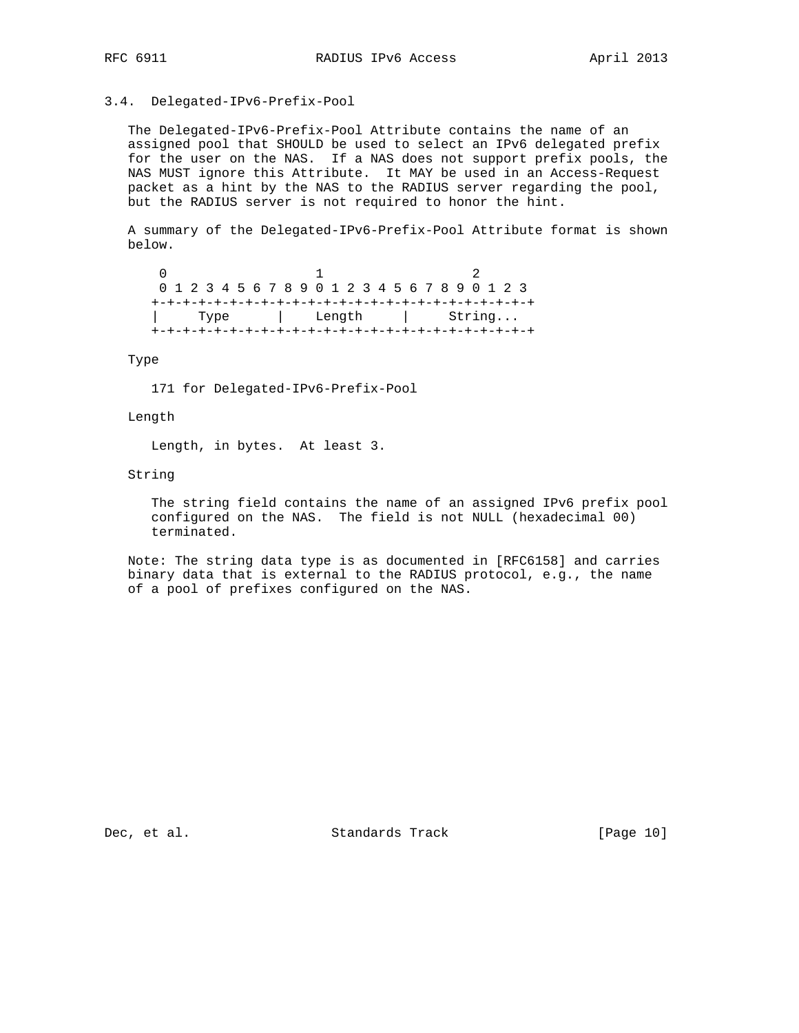### 3.4. Delegated-IPv6-Prefix-Pool

The Delegated-IPv6-Prefix-Pool Attribute contains the name of an assigned pool that SHOULD be used to select an IPv6 delegated prefix for the user on the NAS. If a NAS does not support prefix pools, the NAS MUST ignore this Attribute. It MAY be used in an Access-Request packet as a hint by the NAS to the RADIUS server regarding the pool, but the RADIUS server is not required to honor the hint.

A summary of the Delegated-IPv6-Prefix-Pool Attribute format is shown below.

```
 0                   1                   2
 0 1 2 3 4 5 6 7 8 9 0 1 2 3 4 5 6 7 8 9 0 1 2 3
+-+-+-+-+-+-+-+-+-+-+-+-+-+-+-+-+-+-+-+-+-+-+-+-+
|     Type      |    Length     |     String...
+-+-+-+-+-+-+-+-+-+-+-+-+-+-+-+-+-+-+-+-+-+-+-+-+
```

Type

171 for Delegated-IPv6-Prefix-Pool

Length

Length, in bytes. At least 3.

String

The string field contains the name of an assigned IPv6 prefix pool configured on the NAS. The field is not NULL (hexadecimal 00) terminated.

Note: The string data type is as documented in [RFC6158] and carries binary data that is external to the RADIUS protocol, e.g., the name of a pool of prefixes configured on the NAS.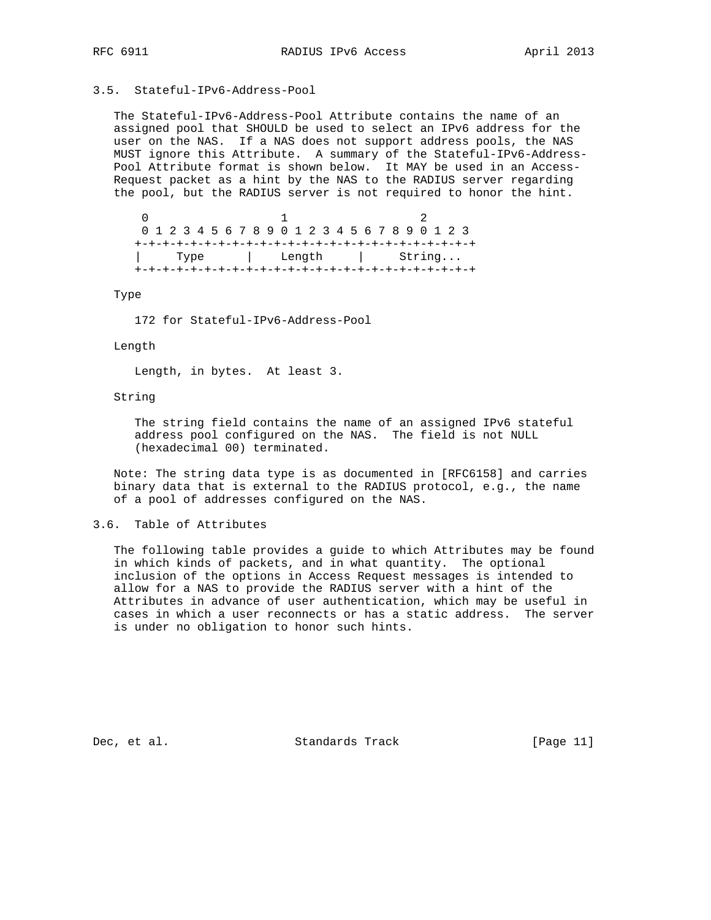### 3.5. Stateful-IPv6-Address-Pool

The Stateful-IPv6-Address-Pool Attribute contains the name of an assigned pool that SHOULD be used to select an IPv6 address for the user on the NAS. If a NAS does not support address pools, the NAS MUST ignore this Attribute. A summary of the Stateful-IPv6-Address-Pool Attribute format is shown below. It MAY be used in an Access-Request packet as a hint by the NAS to the RADIUS server regarding the pool, but the RADIUS server is not required to honor the hint.

```
 0                   1                   2
 0 1 2 3 4 5 6 7 8 9 0 1 2 3 4 5 6 7 8 9 0 1 2 3
+-+-+-+-+-+-+-+-+-+-+-+-+-+-+-+-+-+-+-+-+-+-+-+-+
|     Type      |    Length     |     String...
+-+-+-+-+-+-+-+-+-+-+-+-+-+-+-+-+-+-+-+-+-+-+-+-+
```

Type

   172 for Stateful-IPv6-Address-Pool

Length

   Length, in bytes. At least 3.

String

   The string field contains the name of an assigned IPv6 stateful address pool configured on the NAS. The field is not NULL (hexadecimal 00) terminated.

Note: The string data type is as documented in [RFC6158] and carries binary data that is external to the RADIUS protocol, e.g., the name of a pool of addresses configured on the NAS.

### 3.6. Table of Attributes

The following table provides a guide to which Attributes may be found in which kinds of packets, and in what quantity. The optional inclusion of the options in Access Request messages is intended to allow for a NAS to provide the RADIUS server with a hint of the Attributes in advance of user authentication, which may be useful in cases in which a user reconnects or has a static address. The server is under no obligation to honor such hints.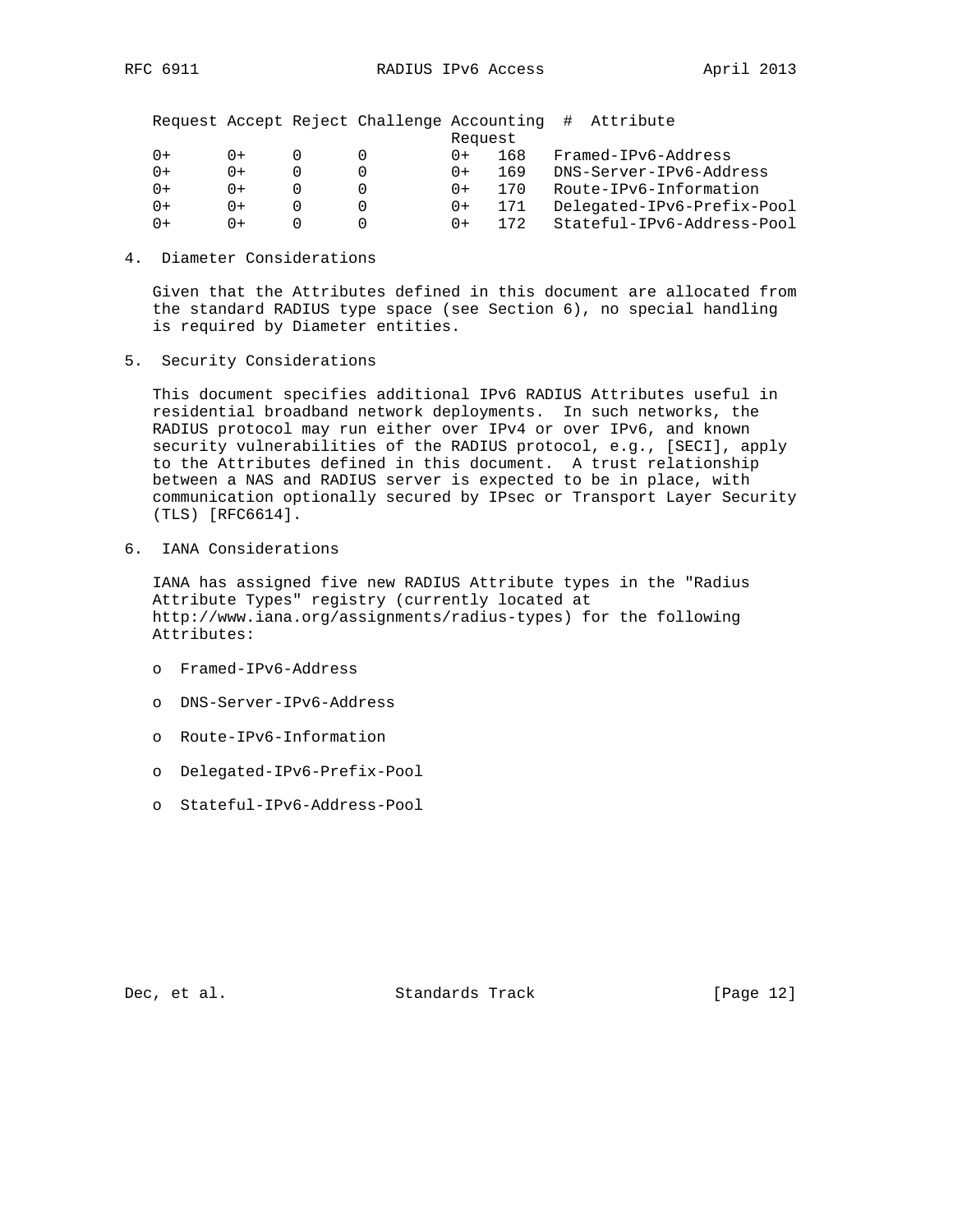| Request | Accept | Reject | Challenge | Accounting Request | # | Attribute |
|---|---|---|---|---|---|---|
| 0+ | 0+ | 0 | 0 | 0+ | 168 | Framed-IPv6-Address |
| 0+ | 0+ | 0 | 0 | 0+ | 169 | DNS-Server-IPv6-Address |
| 0+ | 0+ | 0 | 0 | 0+ | 170 | Route-IPv6-Information |
| 0+ | 0+ | 0 | 0 | 0+ | 171 | Delegated-IPv6-Prefix-Pool |
| 0+ | 0+ | 0 | 0 | 0+ | 172 | Stateful-IPv6-Address-Pool |

## 4. Diameter Considerations

Given that the Attributes defined in this document are allocated from the standard RADIUS type space (see Section 6), no special handling is required by Diameter entities.

## 5. Security Considerations

This document specifies additional IPv6 RADIUS Attributes useful in residential broadband network deployments. In such networks, the RADIUS protocol may run either over IPv4 or over IPv6, and known security vulnerabilities of the RADIUS protocol, e.g., [SECI], apply to the Attributes defined in this document. A trust relationship between a NAS and RADIUS server is expected to be in place, with communication optionally secured by IPsec or Transport Layer Security (TLS) [RFC6614].

## 6. IANA Considerations

IANA has assigned five new RADIUS Attribute types in the "Radius Attribute Types" registry (currently located at http://www.iana.org/assignments/radius-types) for the following Attributes:

- Framed-IPv6-Address
- DNS-Server-IPv6-Address
- Route-IPv6-Information
- Delegated-IPv6-Prefix-Pool
- Stateful-IPv6-Address-Pool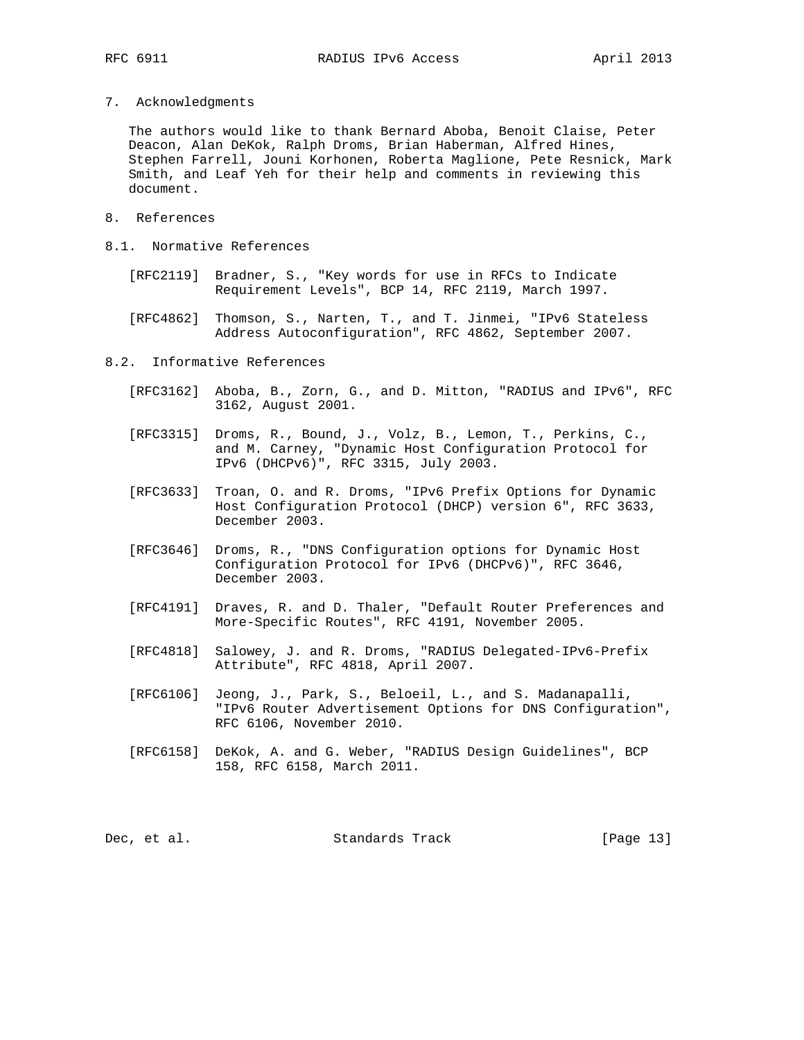## 7. Acknowledgments

The authors would like to thank Bernard Aboba, Benoit Claise, Peter Deacon, Alan DeKok, Ralph Droms, Brian Haberman, Alfred Hines, Stephen Farrell, Jouni Korhonen, Roberta Maglione, Pete Resnick, Mark Smith, and Leaf Yeh for their help and comments in reviewing this document.

## 8. References

### 8.1. Normative References

[RFC2119] Bradner, S., "Key words for use in RFCs to Indicate Requirement Levels", BCP 14, RFC 2119, March 1997.

[RFC4862] Thomson, S., Narten, T., and T. Jinmei, "IPv6 Stateless Address Autoconfiguration", RFC 4862, September 2007.

### 8.2. Informative References

[RFC3162] Aboba, B., Zorn, G., and D. Mitton, "RADIUS and IPv6", RFC 3162, August 2001.

[RFC3315] Droms, R., Bound, J., Volz, B., Lemon, T., Perkins, C., and M. Carney, "Dynamic Host Configuration Protocol for IPv6 (DHCPv6)", RFC 3315, July 2003.

[RFC3633] Troan, O. and R. Droms, "IPv6 Prefix Options for Dynamic Host Configuration Protocol (DHCP) version 6", RFC 3633, December 2003.

[RFC3646] Droms, R., "DNS Configuration options for Dynamic Host Configuration Protocol for IPv6 (DHCPv6)", RFC 3646, December 2003.

[RFC4191] Draves, R. and D. Thaler, "Default Router Preferences and More-Specific Routes", RFC 4191, November 2005.

[RFC4818] Salowey, J. and R. Droms, "RADIUS Delegated-IPv6-Prefix Attribute", RFC 4818, April 2007.

[RFC6106] Jeong, J., Park, S., Beloeil, L., and S. Madanapalli, "IPv6 Router Advertisement Options for DNS Configuration", RFC 6106, November 2010.

[RFC6158] DeKok, A. and G. Weber, "RADIUS Design Guidelines", BCP 158, RFC 6158, March 2011.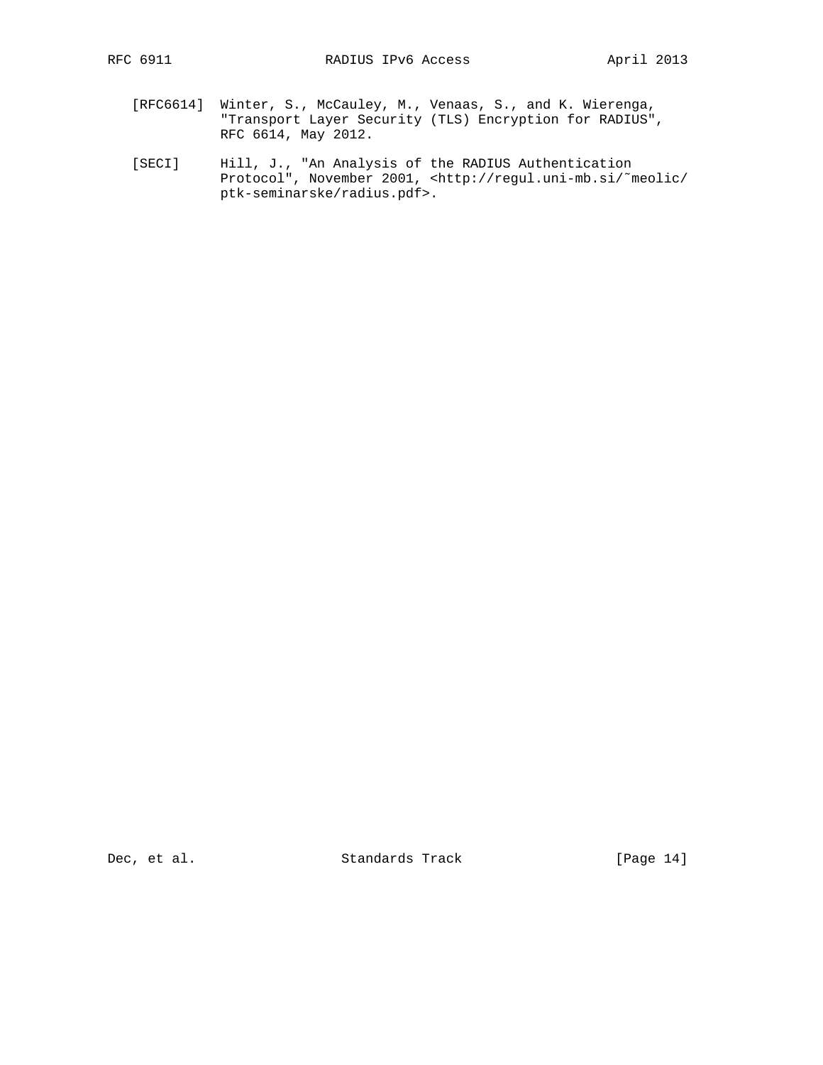[RFC6614] Winter, S., McCauley, M., Venaas, S., and K. Wierenga, "Transport Layer Security (TLS) Encryption for RADIUS", RFC 6614, May 2012.

[SECI] Hill, J., "An Analysis of the RADIUS Authentication Protocol", November 2001, <http://regul.uni-mb.si/~meolic/ptk-seminarske/radius.pdf>.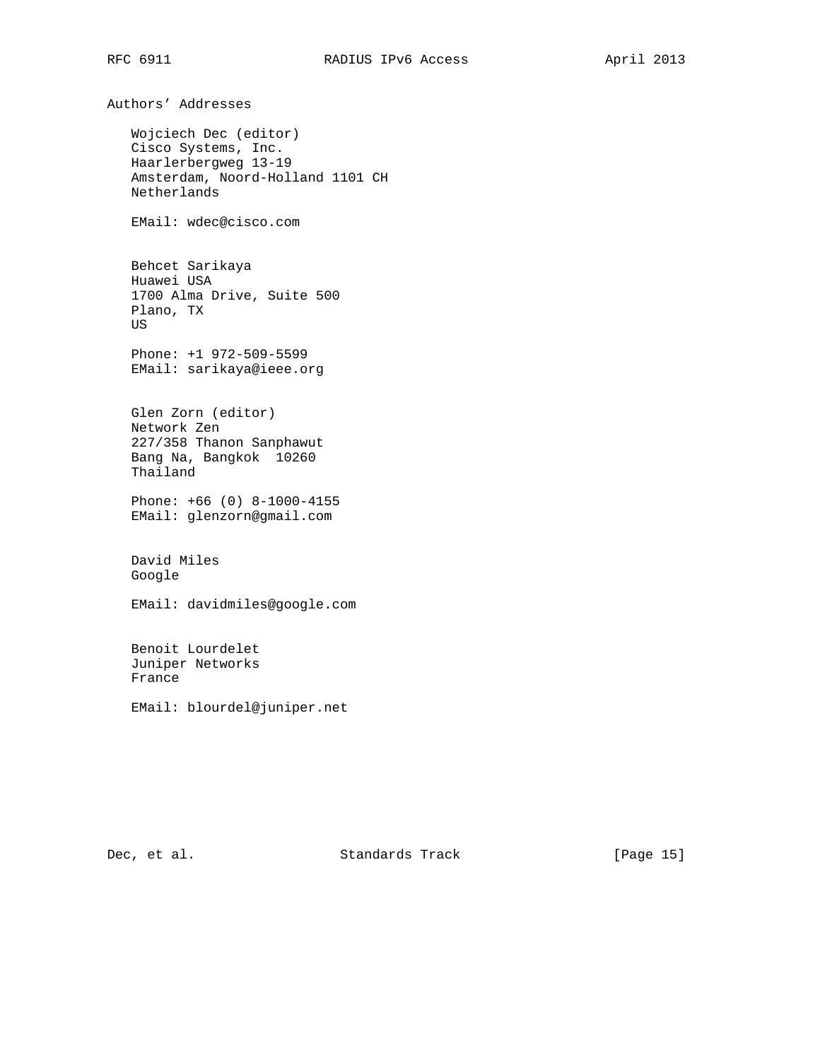## Authors' Addresses

Wojciech Dec (editor)
Cisco Systems, Inc.
Haarlerbergweg 13-19
Amsterdam, Noord-Holland 1101 CH
Netherlands

EMail: wdec@cisco.com

Behcet Sarikaya
Huawei USA
1700 Alma Drive, Suite 500
Plano, TX
US

Phone: +1 972-509-5599
EMail: sarikaya@ieee.org

Glen Zorn (editor)
Network Zen
227/358 Thanon Sanphawut
Bang Na, Bangkok  10260
Thailand

Phone: +66 (0) 8-1000-4155
EMail: glenzorn@gmail.com

David Miles
Google

EMail: davidmiles@google.com

Benoit Lourdelet
Juniper Networks
France

EMail: blourdel@juniper.net